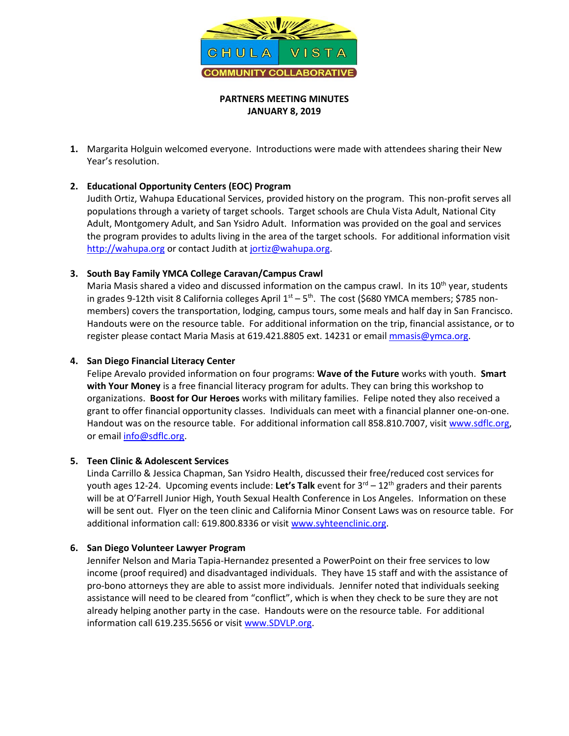CHULA VISTA COMMUNITY COLLABORATIVE

**PARTNERS MEETING MINUTES**
**JANUARY 8, 2019**

1. Margarita Holguin welcomed everyone. Introductions were made with attendees sharing their New Year's resolution.

2. **Educational Opportunity Centers (EOC) Program**
   Judith Ortiz, Wahupa Educational Services, provided history on the program. This non-profit serves all populations through a variety of target schools. Target schools are Chula Vista Adult, National City Adult, Montgomery Adult, and San Ysidro Adult. Information was provided on the goal and services the program provides to adults living in the area of the target schools. For additional information visit http://wahupa.org or contact Judith at jortiz@wahupa.org.

3. **South Bay Family YMCA College Caravan/Campus Crawl**
   Maria Masis shared a video and discussed information on the campus crawl. In its 10th year, students in grades 9-12th visit 8 California colleges April 1st – 5th. The cost ($680 YMCA members; $785 non-members) covers the transportation, lodging, campus tours, some meals and half day in San Francisco. Handouts were on the resource table. For additional information on the trip, financial assistance, or to register please contact Maria Masis at 619.421.8805 ext. 14231 or email mmasis@ymca.org.

4. **San Diego Financial Literacy Center**
   Felipe Arevalo provided information on four programs: **Wave of the Future** works with youth. **Smart with Your Money** is a free financial literacy program for adults. They can bring this workshop to organizations. **Boost for Our Heroes** works with military families. Felipe noted they also received a grant to offer financial opportunity classes. Individuals can meet with a financial planner one-on-one. Handout was on the resource table. For additional information call 858.810.7007, visit www.sdflc.org, or email info@sdflc.org.

5. **Teen Clinic & Adolescent Services**
   Linda Carrillo & Jessica Chapman, San Ysidro Health, discussed their free/reduced cost services for youth ages 12-24. Upcoming events include: **Let's Talk** event for 3rd – 12th graders and their parents will be at O'Farrell Junior High, Youth Sexual Health Conference in Los Angeles. Information on these will be sent out. Flyer on the teen clinic and California Minor Consent Laws was on resource table. For additional information call: 619.800.8336 or visit www.syhteenclinic.org.

6. **San Diego Volunteer Lawyer Program**
   Jennifer Nelson and Maria Tapia-Hernandez presented a PowerPoint on their free services to low income (proof required) and disadvantaged individuals. They have 15 staff and with the assistance of pro-bono attorneys they are able to assist more individuals. Jennifer noted that individuals seeking assistance will need to be cleared from "conflict", which is when they check to be sure they are not already helping another party in the case. Handouts were on the resource table. For additional information call 619.235.5656 or visit www.SDVLP.org.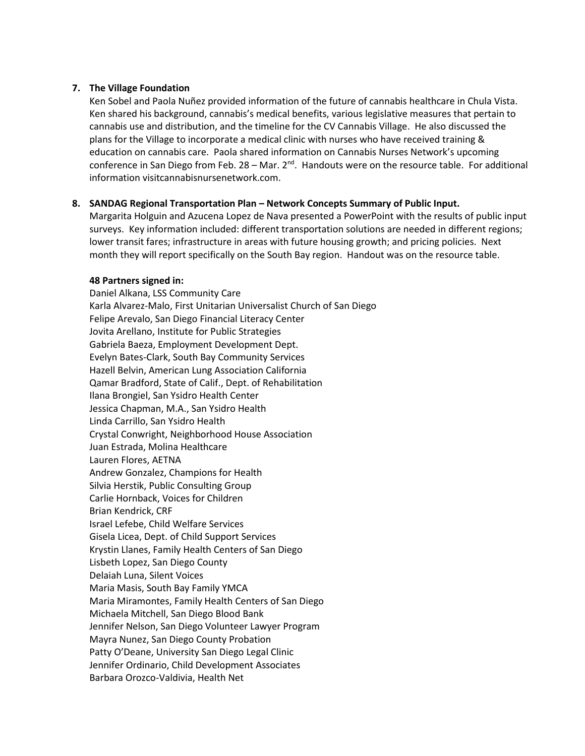**7. The Village Foundation**

Ken Sobel and Paola Nuñez provided information of the future of cannabis healthcare in Chula Vista. Ken shared his background, cannabis's medical benefits, various legislative measures that pertain to cannabis use and distribution, and the timeline for the CV Cannabis Village. He also discussed the plans for the Village to incorporate a medical clinic with nurses who have received training & education on cannabis care. Paola shared information on Cannabis Nurses Network's upcoming conference in San Diego from Feb. 28 – Mar. 2nd. Handouts were on the resource table. For additional information visitcannabisnursenetwork.com.

**8. SANDAG Regional Transportation Plan – Network Concepts Summary of Public Input.**

Margarita Holguin and Azucena Lopez de Nava presented a PowerPoint with the results of public input surveys. Key information included: different transportation solutions are needed in different regions; lower transit fares; infrastructure in areas with future housing growth; and pricing policies. Next month they will report specifically on the South Bay region. Handout was on the resource table.

**48 Partners signed in:**

Daniel Alkana, LSS Community Care
Karla Alvarez-Malo, First Unitarian Universalist Church of San Diego
Felipe Arevalo, San Diego Financial Literacy Center
Jovita Arellano, Institute for Public Strategies
Gabriela Baeza, Employment Development Dept.
Evelyn Bates-Clark, South Bay Community Services
Hazell Belvin, American Lung Association California
Qamar Bradford, State of Calif., Dept. of Rehabilitation
Ilana Brongiel, San Ysidro Health Center
Jessica Chapman, M.A., San Ysidro Health
Linda Carrillo, San Ysidro Health
Crystal Conwright, Neighborhood House Association
Juan Estrada, Molina Healthcare
Lauren Flores, AETNA
Andrew Gonzalez, Champions for Health
Silvia Herstik, Public Consulting Group
Carlie Hornback, Voices for Children
Brian Kendrick, CRF
Israel Lefebe, Child Welfare Services
Gisela Licea, Dept. of Child Support Services
Krystin Llanes, Family Health Centers of San Diego
Lisbeth Lopez, San Diego County
Delaiah Luna, Silent Voices
Maria Masis, South Bay Family YMCA
Maria Miramontes, Family Health Centers of San Diego
Michaela Mitchell, San Diego Blood Bank
Jennifer Nelson, San Diego Volunteer Lawyer Program
Mayra Nunez, San Diego County Probation
Patty O'Deane, University San Diego Legal Clinic
Jennifer Ordinario, Child Development Associates
Barbara Orozco-Valdivia, Health Net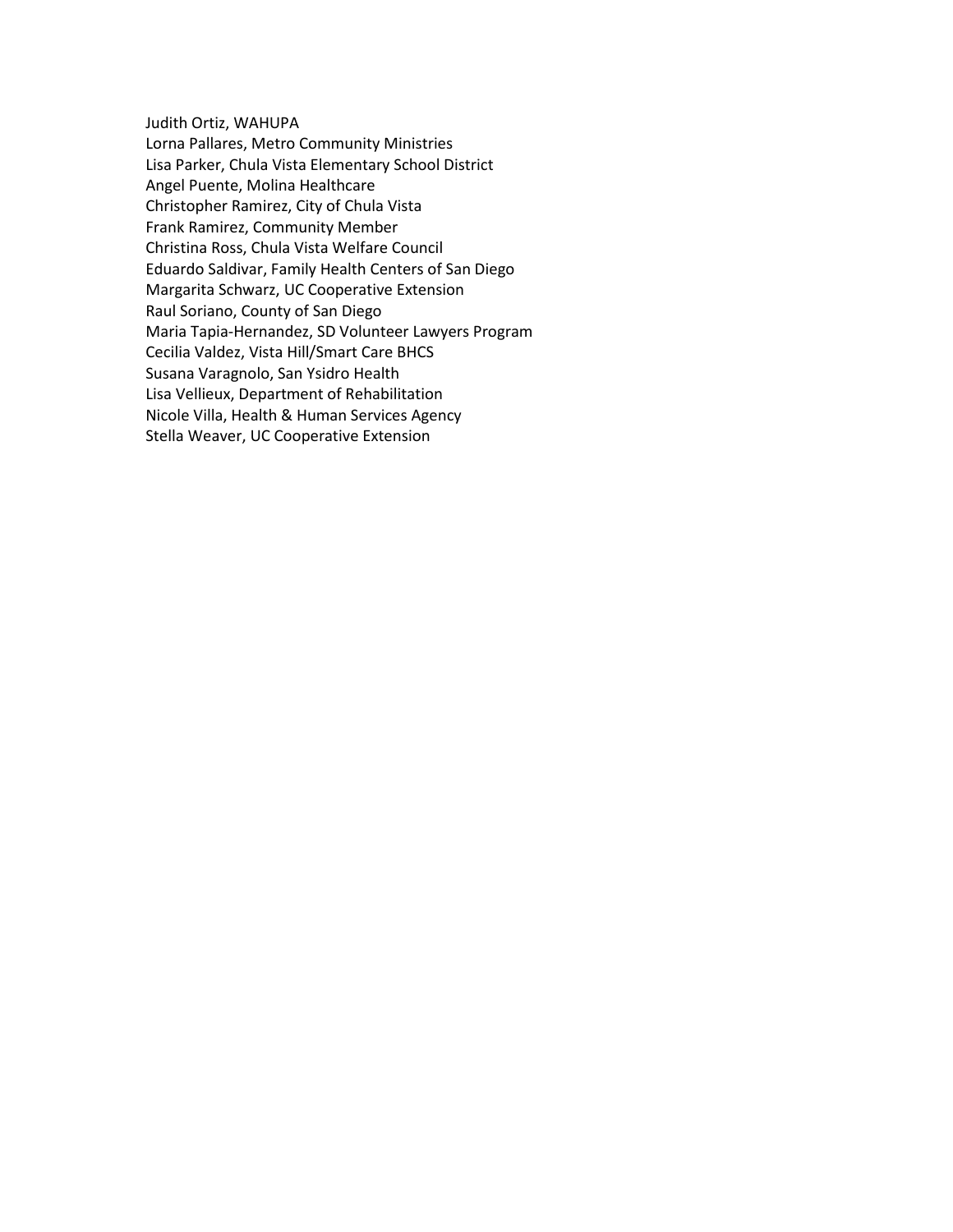Judith Ortiz, WAHUPA
Lorna Pallares, Metro Community Ministries
Lisa Parker, Chula Vista Elementary School District
Angel Puente, Molina Healthcare
Christopher Ramirez, City of Chula Vista
Frank Ramirez, Community Member
Christina Ross, Chula Vista Welfare Council
Eduardo Saldivar, Family Health Centers of San Diego
Margarita Schwarz, UC Cooperative Extension
Raul Soriano, County of San Diego
Maria Tapia-Hernandez, SD Volunteer Lawyers Program
Cecilia Valdez, Vista Hill/Smart Care BHCS
Susana Varagnolo, San Ysidro Health
Lisa Vellieux, Department of Rehabilitation
Nicole Villa, Health & Human Services Agency
Stella Weaver, UC Cooperative Extension